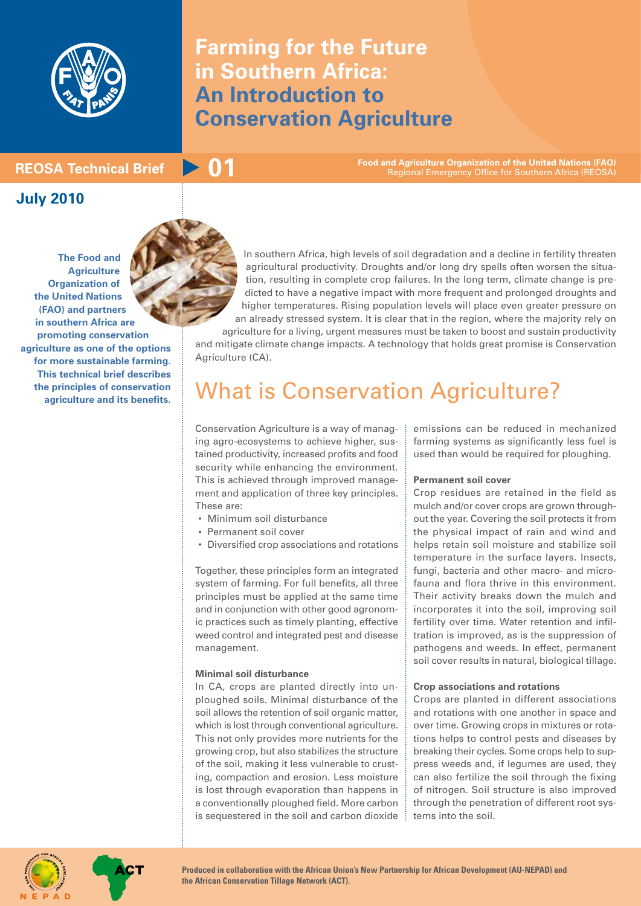# Farming for the Future in Southern Africa: An Introduction to Conservation Agriculture

**REOSA Technical Brief 01**

**Food and Agriculture Organization of the United Nations (FAO)**
Regional Emergency Office for Southern Africa (REOSA)

**July 2010**

**The Food and Agriculture Organization of the United Nations (FAO) and partners in southern Africa are promoting conservation agriculture as one of the options for more sustainable farming. This technical brief describes the principles of conservation agriculture and its benefits.**

In southern Africa, high levels of soil degradation and a decline in fertility threaten agricultural productivity. Droughts and/or long dry spells often worsen the situation, resulting in complete crop failures. In the long term, climate change is predicted to have a negative impact with more frequent and prolonged droughts and higher temperatures. Rising population levels will place even greater pressure on an already stressed system. It is clear that in the region, where the majority rely on agriculture for a living, urgent measures must be taken to boost and sustain productivity and mitigate climate change impacts. A technology that holds great promise is Conservation Agriculture (CA).

## What is Conservation Agriculture?

Conservation Agriculture is a way of managing agro-ecosystems to achieve higher, sustained productivity, increased profits and food security while enhancing the environment. This is achieved through improved management and application of three key principles. These are:

- Minimum soil disturbance
- Permanent soil cover
- Diversified crop associations and rotations

Together, these principles form an integrated system of farming. For full benefits, all three principles must be applied at the same time and in conjunction with other good agronomic practices such as timely planting, effective weed control and integrated pest and disease management.

**Minimal soil disturbance**

In CA, crops are planted directly into unploughed soils. Minimal disturbance of the soil allows the retention of soil organic matter, which is lost through conventional agriculture. This not only provides more nutrients for the growing crop, but also stabilizes the structure of the soil, making it less vulnerable to crusting, compaction and erosion. Less moisture is lost through evaporation than happens in a conventionally ploughed field. More carbon is sequestered in the soil and carbon dioxide emissions can be reduced in mechanized farming systems as significantly less fuel is used than would be required for ploughing.

**Permanent soil cover**

Crop residues are retained in the field as mulch and/or cover crops are grown throughout the year. Covering the soil protects it from the physical impact of rain and wind and helps retain soil moisture and stabilize soil temperature in the surface layers. Insects, fungi, bacteria and other macro- and micro-fauna and flora thrive in this environment. Their activity breaks down the mulch and incorporates it into the soil, improving soil fertility over time. Water retention and infiltration is improved, as is the suppression of pathogens and weeds. In effect, permanent soil cover results in natural, biological tillage.

**Crop associations and rotations**

Crops are planted in different associations and rotations with one another in space and over time. Growing crops in mixtures or rotations helps to control pests and diseases by breaking their cycles. Some crops help to suppress weeds and, if legumes are used, they can also fertilize the soil through the fixing of nitrogen. Soil structure is also improved through the penetration of different root systems into the soil.

**Produced in collaboration with the African Union's New Partnership for African Development (AU-NEPAD) and the African Conservation Tillage Network (ACT).**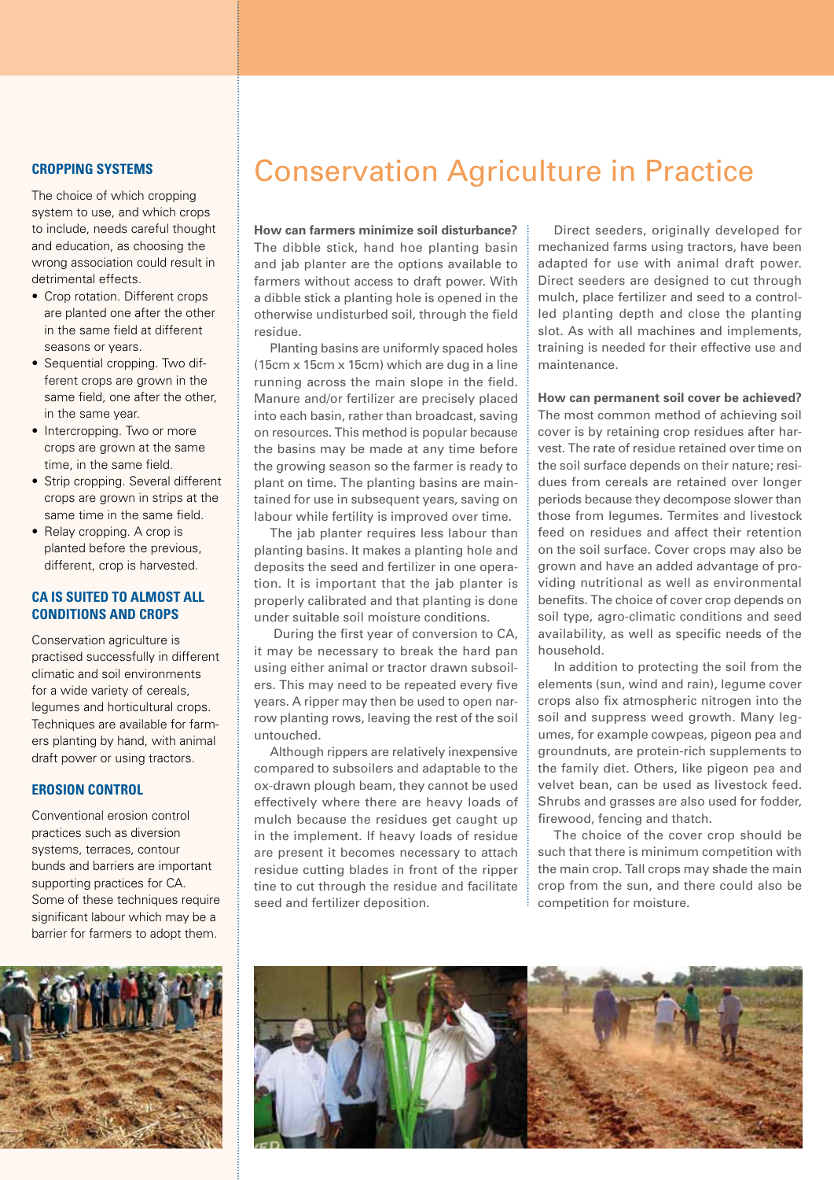## CROPPING SYSTEMS

The choice of which cropping system to use, and which crops to include, needs careful thought and education, as choosing the wrong association could result in detrimental effects.

- Crop rotation. Different crops are planted one after the other in the same field at different seasons or years.
- Sequential cropping. Two different crops are grown in the same field, one after the other, in the same year.
- Intercropping. Two or more crops are grown at the same time, in the same field.
- Strip cropping. Several different crops are grown in strips at the same time in the same field.
- Relay cropping. A crop is planted before the previous, different, crop is harvested.

## CA IS SUITED TO ALMOST ALL CONDITIONS AND CROPS

Conservation agriculture is practised successfully in different climatic and soil environments for a wide variety of cereals, legumes and horticultural crops. Techniques are available for farmers planting by hand, with animal draft power or using tractors.

## EROSION CONTROL

Conventional erosion control practices such as diversion systems, terraces, contour bunds and barriers are important supporting practices for CA. Some of these techniques require significant labour which may be a barrier for farmers to adopt them.

# Conservation Agriculture in Practice

**How can farmers minimize soil disturbance?** The dibble stick, hand hoe planting basin and jab planter are the options available to farmers without access to draft power. With a dibble stick a planting hole is opened in the otherwise undisturbed soil, through the field residue.

Planting basins are uniformly spaced holes (15cm x 15cm x 15cm) which are dug in a line running across the main slope in the field. Manure and/or fertilizer are precisely placed into each basin, rather than broadcast, saving on resources. This method is popular because the basins may be made at any time before the growing season so the farmer is ready to plant on time. The planting basins are maintained for use in subsequent years, saving on labour while fertility is improved over time.

The jab planter requires less labour than planting basins. It makes a planting hole and deposits the seed and fertilizer in one operation. It is important that the jab planter is properly calibrated and that planting is done under suitable soil moisture conditions.

During the first year of conversion to CA, it may be necessary to break the hard pan using either animal or tractor drawn subsoilers. This may need to be repeated every five years. A ripper may then be used to open narrow planting rows, leaving the rest of the soil untouched.

Although rippers are relatively inexpensive compared to subsoilers and adaptable to the ox-drawn plough beam, they cannot be used effectively where there are heavy loads of mulch because the residues get caught up in the implement. If heavy loads of residue are present it becomes necessary to attach residue cutting blades in front of the ripper tine to cut through the residue and facilitate seed and fertilizer deposition.

Direct seeders, originally developed for mechanized farms using tractors, have been adapted for use with animal draft power. Direct seeders are designed to cut through mulch, place fertilizer and seed to a controlled planting depth and close the planting slot. As with all machines and implements, training is needed for their effective use and maintenance.

**How can permanent soil cover be achieved?** The most common method of achieving soil cover is by retaining crop residues after harvest. The rate of residue retained over time on the soil surface depends on their nature; residues from cereals are retained over longer periods because they decompose slower than those from legumes. Termites and livestock feed on residues and affect their retention on the soil surface. Cover crops may also be grown and have an added advantage of providing nutritional as well as environmental benefits. The choice of cover crop depends on soil type, agro-climatic conditions and seed availability, as well as specific needs of the household.

In addition to protecting the soil from the elements (sun, wind and rain), legume cover crops also fix atmospheric nitrogen into the soil and suppress weed growth. Many legumes, for example cowpeas, pigeon pea and groundnuts, are protein-rich supplements to the family diet. Others, like pigeon pea and velvet bean, can be used as livestock feed. Shrubs and grasses are also used for fodder, firewood, fencing and thatch.

The choice of the cover crop should be such that there is minimum competition with the main crop. Tall crops may shade the main crop from the sun, and there could also be competition for moisture.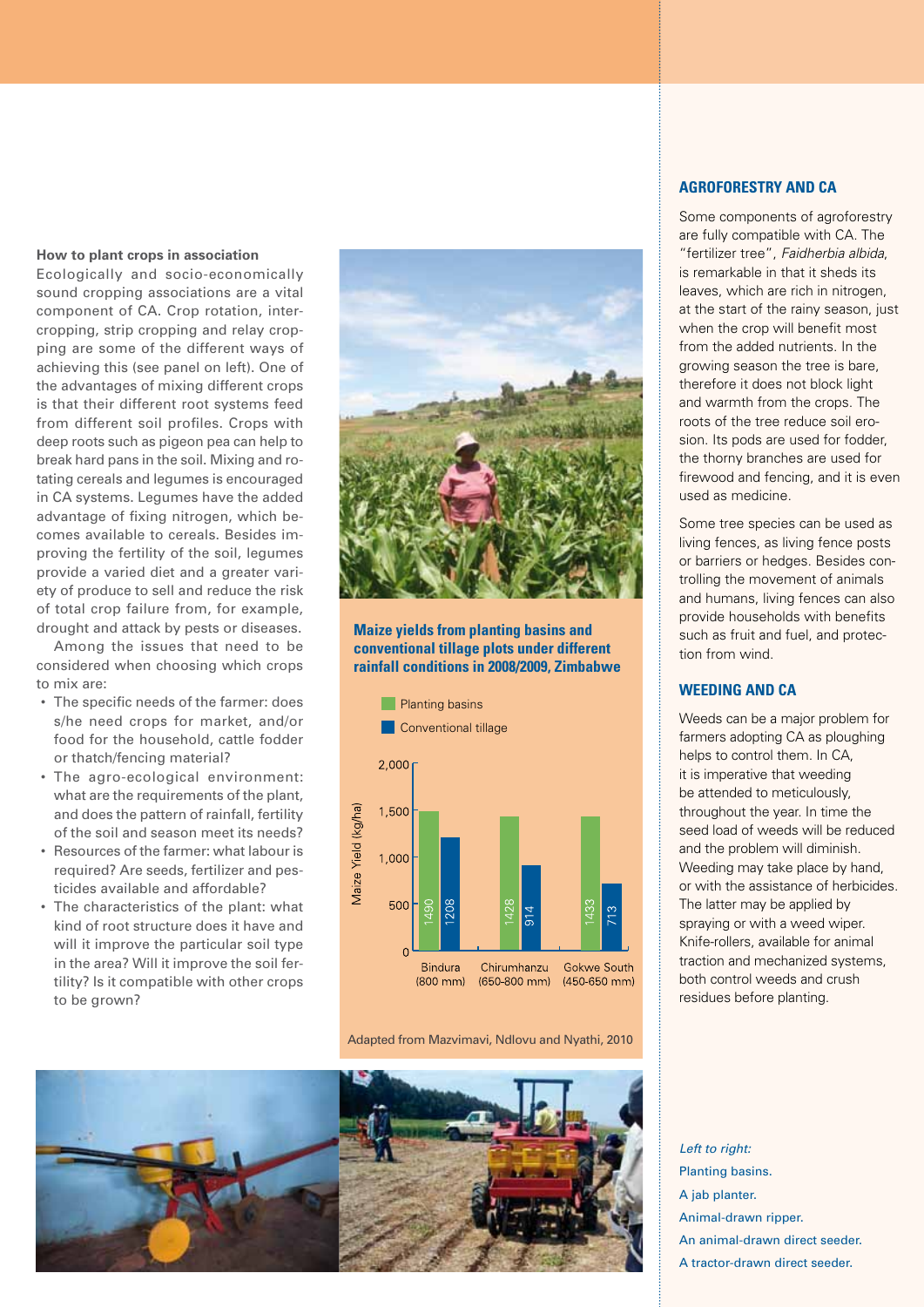**How to plant crops in association**

Ecologically and socio-economically sound cropping associations are a vital component of CA. Crop rotation, intercropping, strip cropping and relay cropping are some of the different ways of achieving this (see panel on left). One of the advantages of mixing different crops is that their different root systems feed from different soil profiles. Crops with deep roots such as pigeon pea can help to break hard pans in the soil. Mixing and rotating cereals and legumes is encouraged in CA systems. Legumes have the added advantage of fixing nitrogen, which becomes available to cereals. Besides improving the fertility of the soil, legumes provide a varied diet and a greater variety of produce to sell and reduce the risk of total crop failure from, for example, drought and attack by pests or diseases.

Among the issues that need to be considered when choosing which crops to mix are:

- The specific needs of the farmer: does s/he need crops for market, and/or food for the household, cattle fodder or thatch/fencing material?
- The agro-ecological environment: what are the requirements of the plant, and does the pattern of rainfall, fertility of the soil and season meet its needs?
- Resources of the farmer: what labour is required? Are seeds, fertilizer and pesticides available and affordable?
- The characteristics of the plant: what kind of root structure does it have and will it improve the particular soil type in the area? Will it improve the soil fertility? Is it compatible with other crops to be grown?

**Maize yields from planting basins and conventional tillage plots under different rainfall conditions in 2008/2009, Zimbabwe**

Maize Yield (kg/ha)

| Site | Planting basins | Conventional tillage |
|---|---|---|
| Bindura (800 mm) | 1490 | 1208 |
| Chirumhanzu (650-800 mm) | 1428 | 914 |
| Gokwe South (450-650 mm) | 1433 | 713 |

Adapted from Mazvimavi, Ndlovu and Nyathi, 2010

## AGROFORESTRY AND CA

Some components of agroforestry are fully compatible with CA. The "fertilizer tree", *Faidherbia albida*, is remarkable in that it sheds its leaves, which are rich in nitrogen, at the start of the rainy season, just when the crop will benefit most from the added nutrients. In the growing season the tree is bare, therefore it does not block light and warmth from the crops. The roots of the tree reduce soil erosion. Its pods are used for fodder, the thorny branches are used for firewood and fencing, and it is even used as medicine.

Some tree species can be used as living fences, as living fence posts or barriers or hedges. Besides controlling the movement of animals and humans, living fences can also provide households with benefits such as fruit and fuel, and protection from wind.

## WEEDING AND CA

Weeds can be a major problem for farmers adopting CA as ploughing helps to control them. In CA, it is imperative that weeding be attended to meticulously, throughout the year. In time the seed load of weeds will be reduced and the problem will diminish. Weeding may take place by hand, or with the assistance of herbicides. The latter may be applied by spraying or with a weed wiper. Knife-rollers, available for animal traction and mechanized systems, both control weeds and crush residues before planting.

*Left to right:*
Planting basins.
A jab planter.
Animal-drawn ripper.
An animal-drawn direct seeder.
A tractor-drawn direct seeder.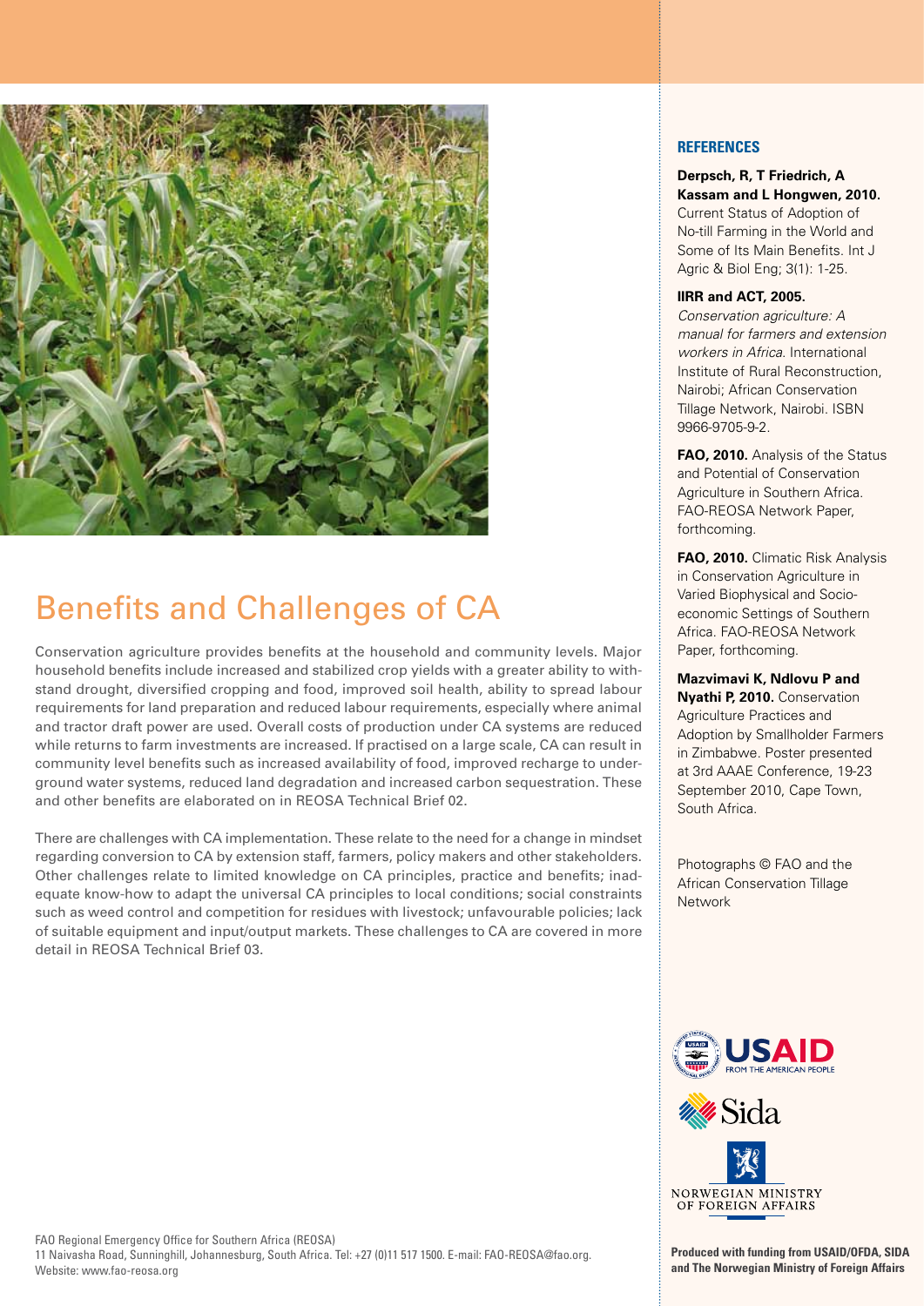## Benefits and Challenges of CA

Conservation agriculture provides benefits at the household and community levels. Major household benefits include increased and stabilized crop yields with a greater ability to withstand drought, diversified cropping and food, improved soil health, ability to spread labour requirements for land preparation and reduced labour requirements, especially where animal and tractor draft power are used. Overall costs of production under CA systems are reduced while returns to farm investments are increased. If practised on a large scale, CA can result in community level benefits such as increased availability of food, improved recharge to underground water systems, reduced land degradation and increased carbon sequestration. These and other benefits are elaborated on in REOSA Technical Brief 02.

There are challenges with CA implementation. These relate to the need for a change in mindset regarding conversion to CA by extension staff, farmers, policy makers and other stakeholders. Other challenges relate to limited knowledge on CA principles, practice and benefits; inadequate know-how to adapt the universal CA principles to local conditions; social constraints such as weed control and competition for residues with livestock; unfavourable policies; lack of suitable equipment and input/output markets. These challenges to CA are covered in more detail in REOSA Technical Brief 03.

### REFERENCES

**Derpsch, R, T Friedrich, A Kassam and L Hongwen, 2010.** Current Status of Adoption of No-till Farming in the World and Some of Its Main Benefits. Int J Agric & Biol Eng; 3(1): 1-25.

**IIRR and ACT, 2005.** *Conservation agriculture: A manual for farmers and extension workers in Africa.* International Institute of Rural Reconstruction, Nairobi; African Conservation Tillage Network, Nairobi. ISBN 9966-9705-9-2.

**FAO, 2010.** Analysis of the Status and Potential of Conservation Agriculture in Southern Africa. FAO-REOSA Network Paper, forthcoming.

**FAO, 2010.** Climatic Risk Analysis in Conservation Agriculture in Varied Biophysical and Socio-economic Settings of Southern Africa. FAO-REOSA Network Paper, forthcoming.

**Mazvimavi K, Ndlovu P and Nyathi P, 2010.** Conservation Agriculture Practices and Adoption by Smallholder Farmers in Zimbabwe. Poster presented at 3rd AAAE Conference, 19-23 September 2010, Cape Town, South Africa.

Photographs © FAO and the African Conservation Tillage Network

USAID FROM THE AMERICAN PEOPLE

Sida

NORWEGIAN MINISTRY OF FOREIGN AFFAIRS

**Produced with funding from USAID/OFDA, SIDA and The Norwegian Ministry of Foreign Affairs**

FAO Regional Emergency Office for Southern Africa (REOSA)
11 Naivasha Road, Sunninghill, Johannesburg, South Africa. Tel: +27 (0)11 517 1500. E-mail: FAO-REOSA@fao.org.
Website: www.fao-reosa.org